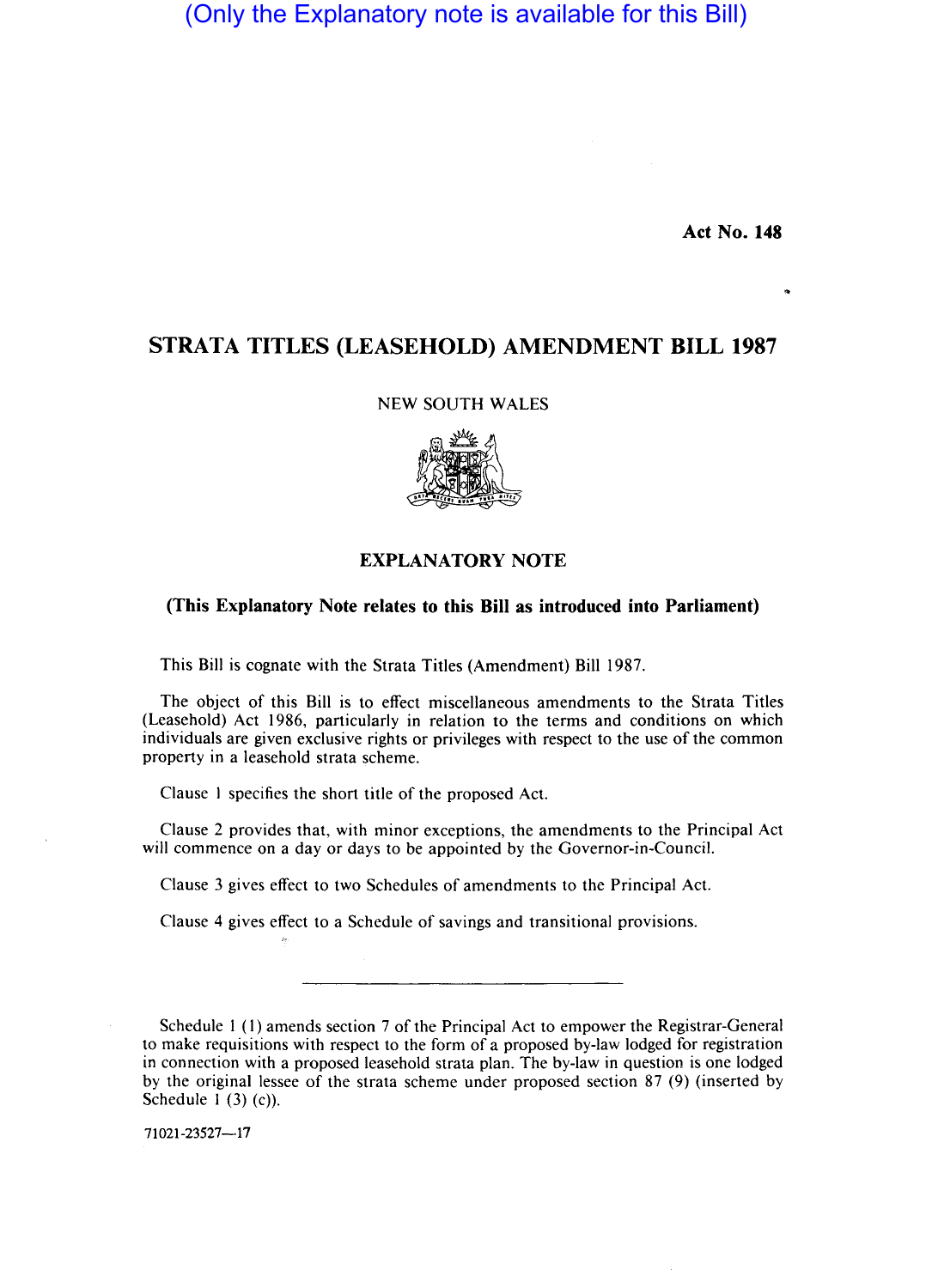(Only the Explanatory note is available for this Bill)

**Act No. 148**

# STRATA TITLES (LEASEHOLD) AMENDMENT BILL 1987

NEW SOUTH WALES

## EXPLANATORY NOTE

**(This Explanatory Note relates to this Bill as introduced into Parliament)**

This Bill is cognate with the Strata Titles (Amendment) Bill 1987.

The object of this Bill is to effect miscellaneous amendments to the Strata Titles (Leasehold) Act 1986, particularly in relation to the terms and conditions on which individuals are given exclusive rights or privileges with respect to the use of the common property in a leasehold strata scheme.

Clause 1 specifies the short title of the proposed Act.

Clause 2 provides that, with minor exceptions, the amendments to the Principal Act will commence on a day or days to be appointed by the Governor-in-Council.

Clause 3 gives effect to two Schedules of amendments to the Principal Act.

Clause 4 gives effect to a Schedule of savings and transitional provisions.

---

Schedule 1 (1) amends section 7 of the Principal Act to empower the Registrar-General to make requisitions with respect to the form of a proposed by-law lodged for registration in connection with a proposed leasehold strata plan. The by-law in question is one lodged by the original lessee of the strata scheme under proposed section 87 (9) (inserted by Schedule 1 (3) (c)).

71021-23527—17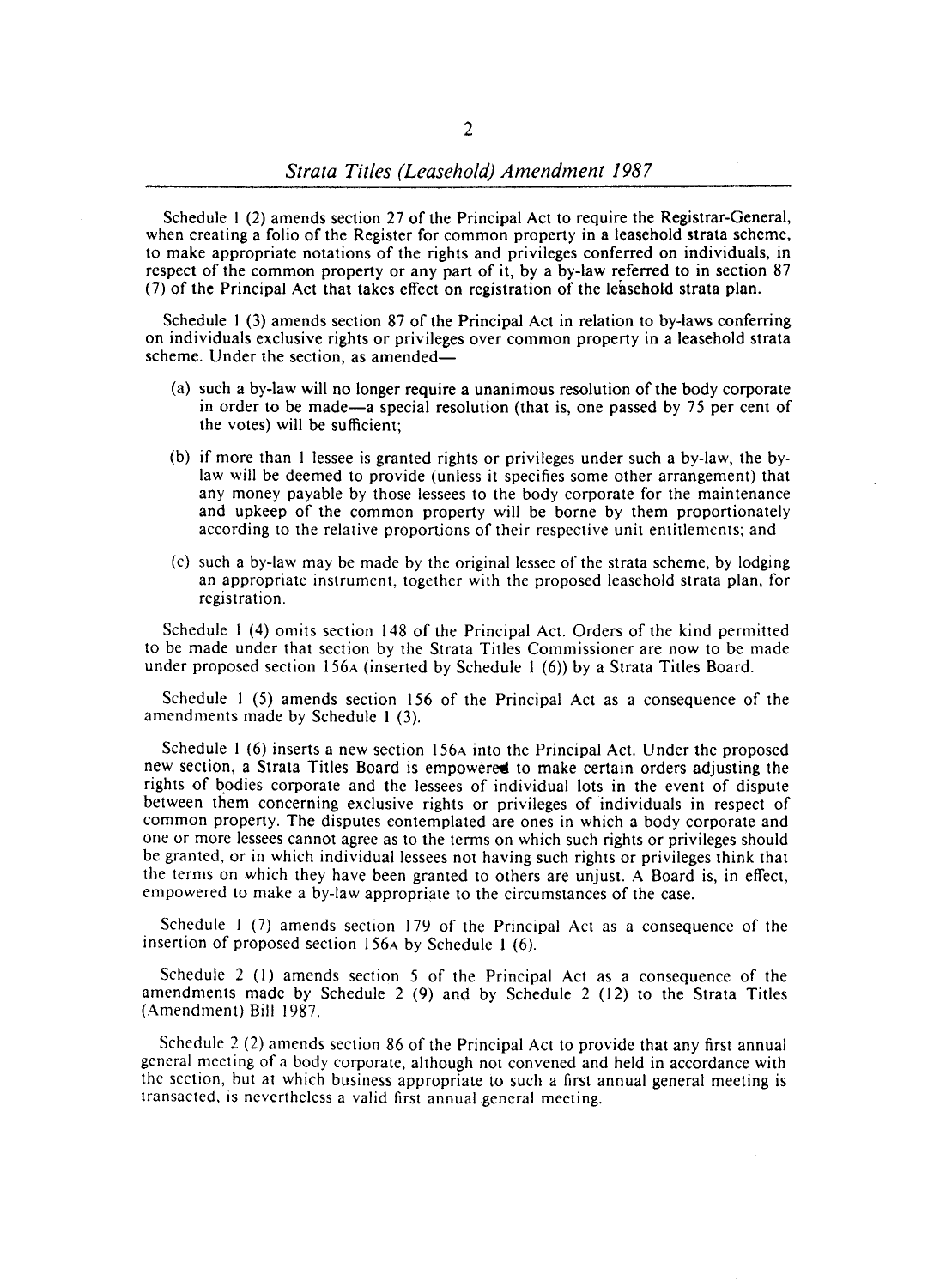Schedule 1 (2) amends section 27 of the Principal Act to require the Registrar-General, when creating a folio of the Register for common property in a leasehold strata scheme, to make appropriate notations of the rights and privileges conferred on individuals, in respect of the common property or any part of it, by a by-law referred to in section 87 (7) of the Principal Act that takes effect on registration of the leasehold strata plan.

Schedule 1 (3) amends section 87 of the Principal Act in relation to by-laws conferring on individuals exclusive rights or privileges over common property in a leasehold strata scheme. Under the section, as amended—

(a) such a by-law will no longer require a unanimous resolution of the body corporate in order to be made—a special resolution (that is, one passed by 75 per cent of the votes) will be sufficient;

(b) if more than 1 lessee is granted rights or privileges under such a by-law, the by-law will be deemed to provide (unless it specifies some other arrangement) that any money payable by those lessees to the body corporate for the maintenance and upkeep of the common property will be borne by them proportionately according to the relative proportions of their respective unit entitlements; and

(c) such a by-law may be made by the original lessee of the strata scheme, by lodging an appropriate instrument, together with the proposed leasehold strata plan, for registration.

Schedule 1 (4) omits section 148 of the Principal Act. Orders of the kind permitted to be made under that section by the Strata Titles Commissioner are now to be made under proposed section 156A (inserted by Schedule 1 (6)) by a Strata Titles Board.

Schedule 1 (5) amends section 156 of the Principal Act as a consequence of the amendments made by Schedule 1 (3).

Schedule 1 (6) inserts a new section 156A into the Principal Act. Under the proposed new section, a Strata Titles Board is empowered to make certain orders adjusting the rights of bodies corporate and the lessees of individual lots in the event of dispute between them concerning exclusive rights or privileges of individuals in respect of common property. The disputes contemplated are ones in which a body corporate and one or more lessees cannot agree as to the terms on which such rights or privileges should be granted, or in which individual lessees not having such rights or privileges think that the terms on which they have been granted to others are unjust. A Board is, in effect, empowered to make a by-law appropriate to the circumstances of the case.

Schedule 1 (7) amends section 179 of the Principal Act as a consequence of the insertion of proposed section 156A by Schedule 1 (6).

Schedule 2 (1) amends section 5 of the Principal Act as a consequence of the amendments made by Schedule 2 (9) and by Schedule 2 (12) to the Strata Titles (Amendment) Bill 1987.

Schedule 2 (2) amends section 86 of the Principal Act to provide that any first annual general meeting of a body corporate, although not convened and held in accordance with the section, but at which business appropriate to such a first annual general meeting is transacted, is nevertheless a valid first annual general meeting.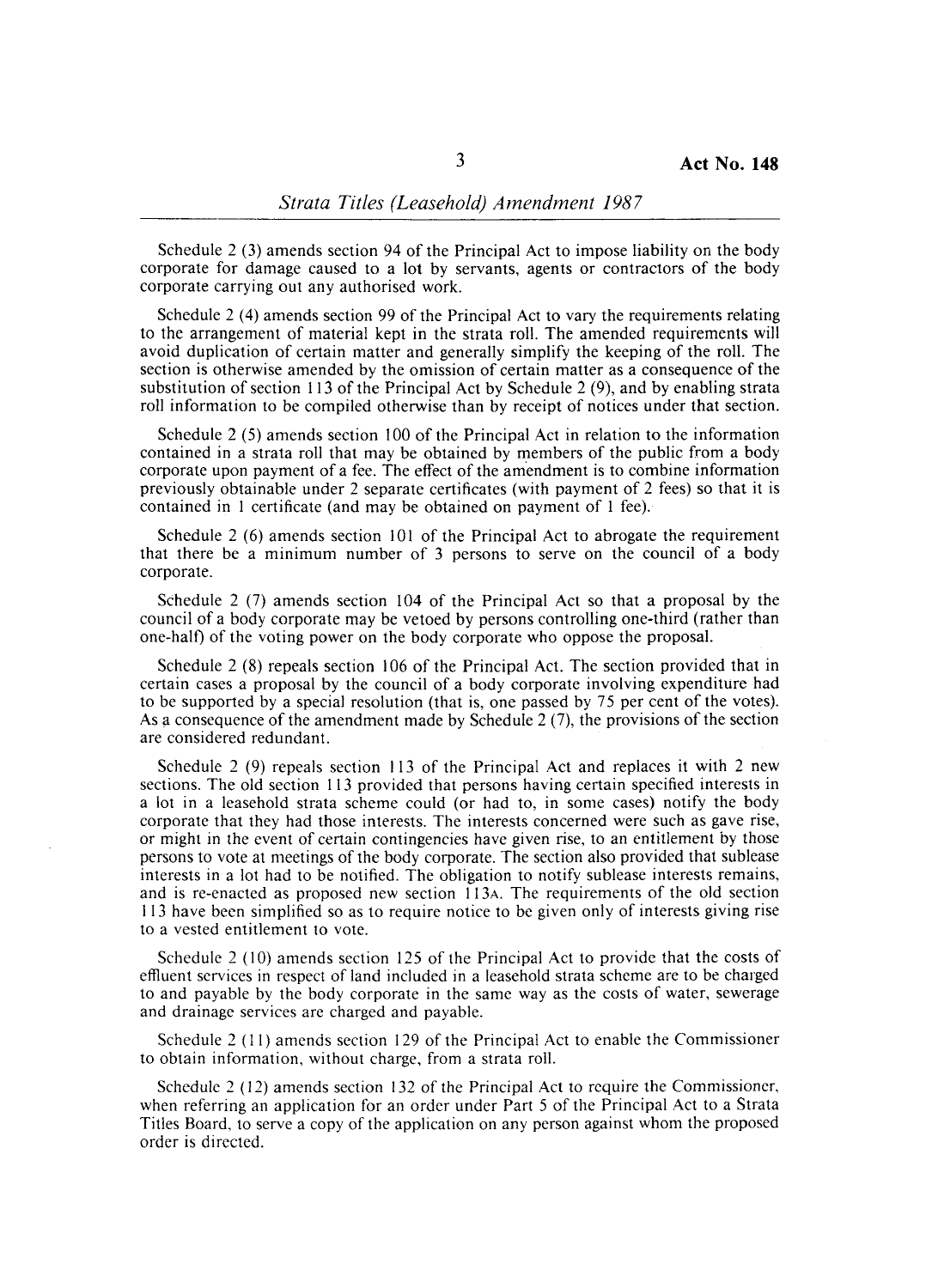Schedule 2 (3) amends section 94 of the Principal Act to impose liability on the body corporate for damage caused to a lot by servants, agents or contractors of the body corporate carrying out any authorised work.

Schedule 2 (4) amends section 99 of the Principal Act to vary the requirements relating to the arrangement of material kept in the strata roll. The amended requirements will avoid duplication of certain matter and generally simplify the keeping of the roll. The section is otherwise amended by the omission of certain matter as a consequence of the substitution of section 113 of the Principal Act by Schedule 2 (9), and by enabling strata roll information to be compiled otherwise than by receipt of notices under that section.

Schedule 2 (5) amends section 100 of the Principal Act in relation to the information contained in a strata roll that may be obtained by members of the public from a body corporate upon payment of a fee. The effect of the amendment is to combine information previously obtainable under 2 separate certificates (with payment of 2 fees) so that it is contained in 1 certificate (and may be obtained on payment of 1 fee).

Schedule 2 (6) amends section 101 of the Principal Act to abrogate the requirement that there be a minimum number of 3 persons to serve on the council of a body corporate.

Schedule 2 (7) amends section 104 of the Principal Act so that a proposal by the council of a body corporate may be vetoed by persons controlling one-third (rather than one-half) of the voting power on the body corporate who oppose the proposal.

Schedule 2 (8) repeals section 106 of the Principal Act. The section provided that in certain cases a proposal by the council of a body corporate involving expenditure had to be supported by a special resolution (that is, one passed by 75 per cent of the votes). As a consequence of the amendment made by Schedule 2 (7), the provisions of the section are considered redundant.

Schedule 2 (9) repeals section 113 of the Principal Act and replaces it with 2 new sections. The old section 113 provided that persons having certain specified interests in a lot in a leasehold strata scheme could (or had to, in some cases) notify the body corporate that they had those interests. The interests concerned were such as gave rise, or might in the event of certain contingencies have given rise, to an entitlement by those persons to vote at meetings of the body corporate. The section also provided that sublease interests in a lot had to be notified. The obligation to notify sublease interests remains, and is re-enacted as proposed new section 113A. The requirements of the old section 113 have been simplified so as to require notice to be given only of interests giving rise to a vested entitlement to vote.

Schedule 2 (10) amends section 125 of the Principal Act to provide that the costs of effluent services in respect of land included in a leasehold strata scheme are to be charged to and payable by the body corporate in the same way as the costs of water, sewerage and drainage services are charged and payable.

Schedule 2 (11) amends section 129 of the Principal Act to enable the Commissioner to obtain information, without charge, from a strata roll.

Schedule 2 (12) amends section 132 of the Principal Act to require the Commissioner, when referring an application for an order under Part 5 of the Principal Act to a Strata Titles Board, to serve a copy of the application on any person against whom the proposed order is directed.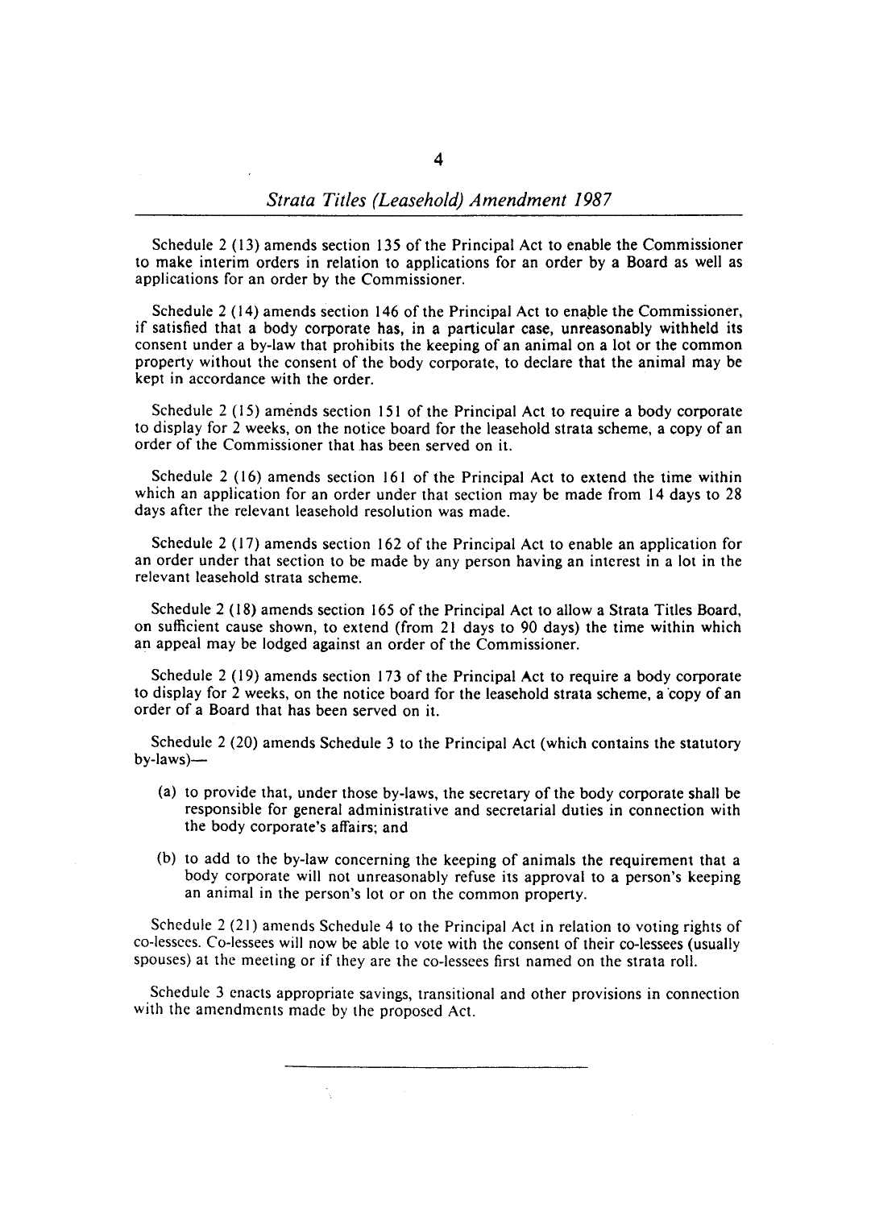Schedule 2 (13) amends section 135 of the Principal Act to enable the Commissioner to make interim orders in relation to applications for an order by a Board as well as applications for an order by the Commissioner.

Schedule 2 (14) amends section 146 of the Principal Act to enable the Commissioner, if satisfied that a body corporate has, in a particular case, unreasonably withheld its consent under a by-law that prohibits the keeping of an animal on a lot or the common property without the consent of the body corporate, to declare that the animal may be kept in accordance with the order.

Schedule 2 (15) amends section 151 of the Principal Act to require a body corporate to display for 2 weeks, on the notice board for the leasehold strata scheme, a copy of an order of the Commissioner that has been served on it.

Schedule 2 (16) amends section 161 of the Principal Act to extend the time within which an application for an order under that section may be made from 14 days to 28 days after the relevant leasehold resolution was made.

Schedule 2 (17) amends section 162 of the Principal Act to enable an application for an order under that section to be made by any person having an interest in a lot in the relevant leasehold strata scheme.

Schedule 2 (18) amends section 165 of the Principal Act to allow a Strata Titles Board, on sufficient cause shown, to extend (from 21 days to 90 days) the time within which an appeal may be lodged against an order of the Commissioner.

Schedule 2 (19) amends section 173 of the Principal Act to require a body corporate to display for 2 weeks, on the notice board for the leasehold strata scheme, a copy of an order of a Board that has been served on it.

Schedule 2 (20) amends Schedule 3 to the Principal Act (which contains the statutory by-laws)—

(a) to provide that, under those by-laws, the secretary of the body corporate shall be responsible for general administrative and secretarial duties in connection with the body corporate's affairs; and

(b) to add to the by-law concerning the keeping of animals the requirement that a body corporate will not unreasonably refuse its approval to a person's keeping an animal in the person's lot or on the common property.

Schedule 2 (21) amends Schedule 4 to the Principal Act in relation to voting rights of co-lessees. Co-lessees will now be able to vote with the consent of their co-lessees (usually spouses) at the meeting or if they are the co-lessees first named on the strata roll.

Schedule 3 enacts appropriate savings, transitional and other provisions in connection with the amendments made by the proposed Act.